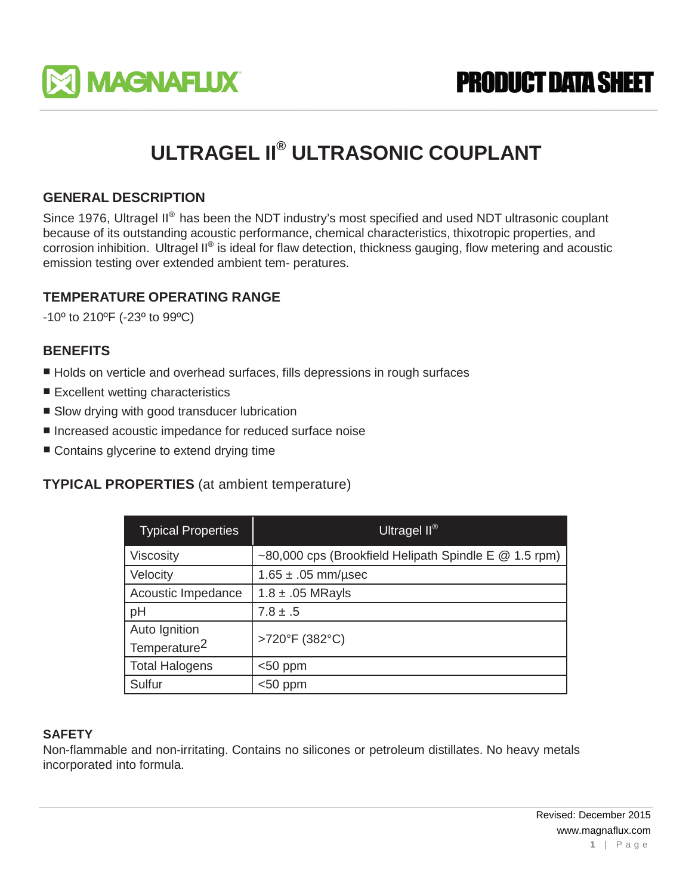# ULTRAGEL II® ULTRASONIC COUPLANT

## GENERAL DESCRIPTION

Since 1976, Ultragel II® has been the NDT industry's most specified and used NDT ultrasonic couplant because of its outstanding acoustic performance, chemical characteristics, thixotropic properties, and corrosion inhibition. Ultragel II® is ideal for flaw detection, thickness gauging, flow metering and acoustic emission testing over extended ambient tem- peratures.

## TEMPERATURE OPERATING RANGE

-10º to 210ºF (-23º to 99ºC)

## BENEFITS

- Holds on verticle and overhead surfaces, fills depressions in rough surfaces
- Excellent wetting characteristics
- Slow drying with good transducer lubrication
- Increased acoustic impedance for reduced surface noise
- Contains glycerine to extend drying time

## TYPICAL PROPERTIES (at ambient temperature)

| Typical Properties | Ultragel II® |
|---|---|
| Viscosity | ~80,000 cps (Brookfield Helipath Spindle E @ 1.5 rpm) |
| Velocity | 1.65 ± .05 mm/µsec |
| Acoustic Impedance | 1.8 ± .05 MRayls |
| pH | 7.8 ± .5 |
| Auto Ignition Temperature[2] | >720°F (382°C) |
| Total Halogens | <50 ppm |
| Sulfur | <50 ppm |

## SAFETY

Non-flammable and non-irritating. Contains no silicones or petroleum distillates. No heavy metals incorporated into formula.

Revised: December 2015
www.magnaflux.com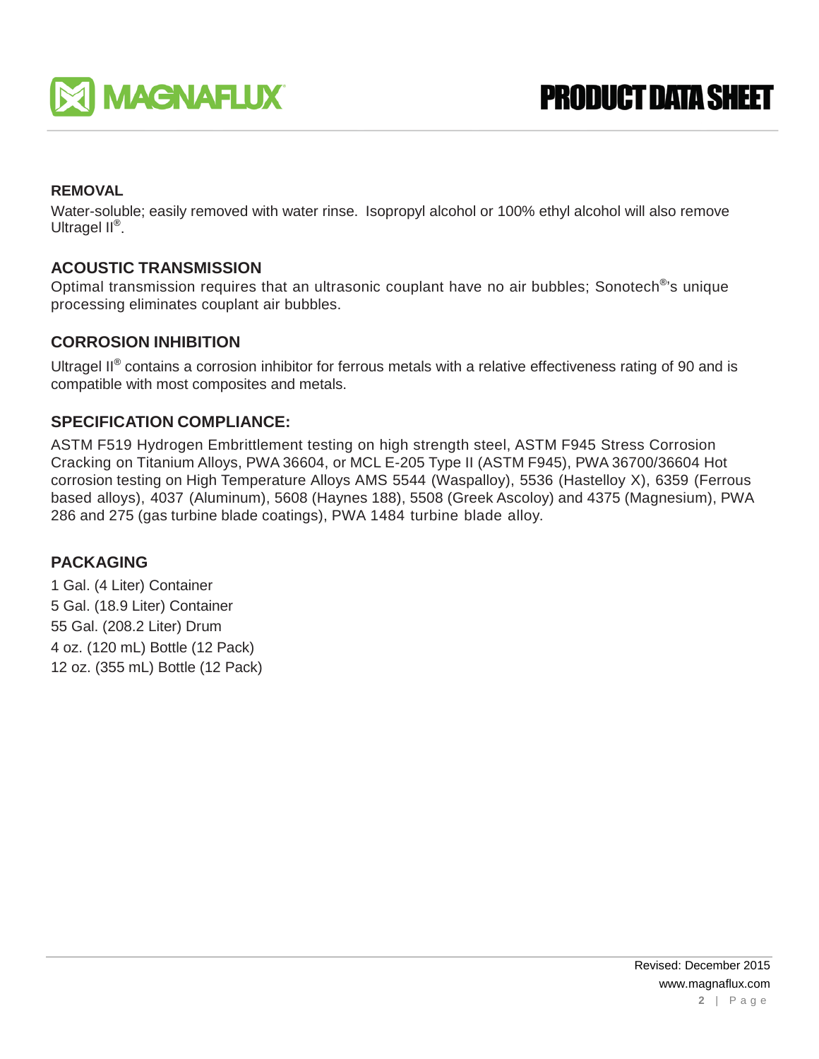## REMOVAL

Water-soluble; easily removed with water rinse. Isopropyl alcohol or 100% ethyl alcohol will also remove Ultragel II®.

## ACOUSTIC TRANSMISSION

Optimal transmission requires that an ultrasonic couplant have no air bubbles; Sonotech®'s unique processing eliminates couplant air bubbles.

## CORROSION INHIBITION

Ultragel II® contains a corrosion inhibitor for ferrous metals with a relative effectiveness rating of 90 and is compatible with most composites and metals.

## SPECIFICATION COMPLIANCE:

ASTM F519 Hydrogen Embrittlement testing on high strength steel, ASTM F945 Stress Corrosion Cracking on Titanium Alloys, PWA 36604, or MCL E-205 Type II (ASTM F945), PWA 36700/36604 Hot corrosion testing on High Temperature Alloys AMS 5544 (Waspalloy), 5536 (Hastelloy X), 6359 (Ferrous based alloys), 4037 (Aluminum), 5608 (Haynes 188), 5508 (Greek Ascoloy) and 4375 (Magnesium), PWA 286 and 275 (gas turbine blade coatings), PWA 1484 turbine blade alloy.

## PACKAGING

1 Gal. (4 Liter) Container
5 Gal. (18.9 Liter) Container
55 Gal. (208.2 Liter) Drum
4 oz. (120 mL) Bottle (12 Pack)
12 oz. (355 mL) Bottle (12 Pack)

Revised: December 2015
www.magnaflux.com